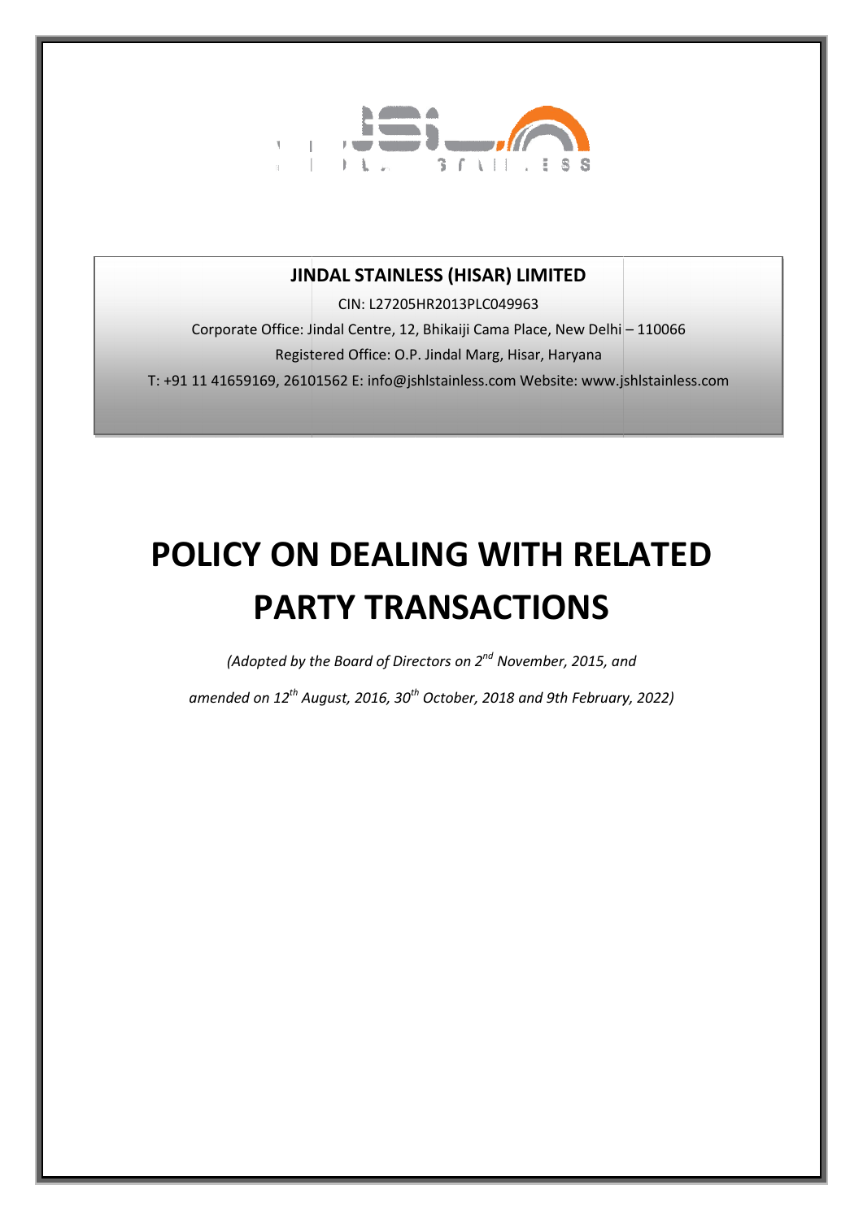**JINDAL STAINLESS (HISAR) LIMITED**

CIN: L27205HR2013PLC049963

Corporate Office: Jindal Centre, 12, Bhikaiji Cama Place, New Delhi – 110066

Registered Office: O.P. Jindal Marg, Hisar, Haryana

T: +91 11 41659169, 26101562 E: info@jshlstainless.com Website: www.jshlstainless.com

# POLICY ON DEALING WITH RELATED PARTY TRANSACTIONS

*(Adopted by the Board of Directors on 2nd November, 2015, and amended on 12th August, 2016, 30th October, 2018 and 9th February, 2022)*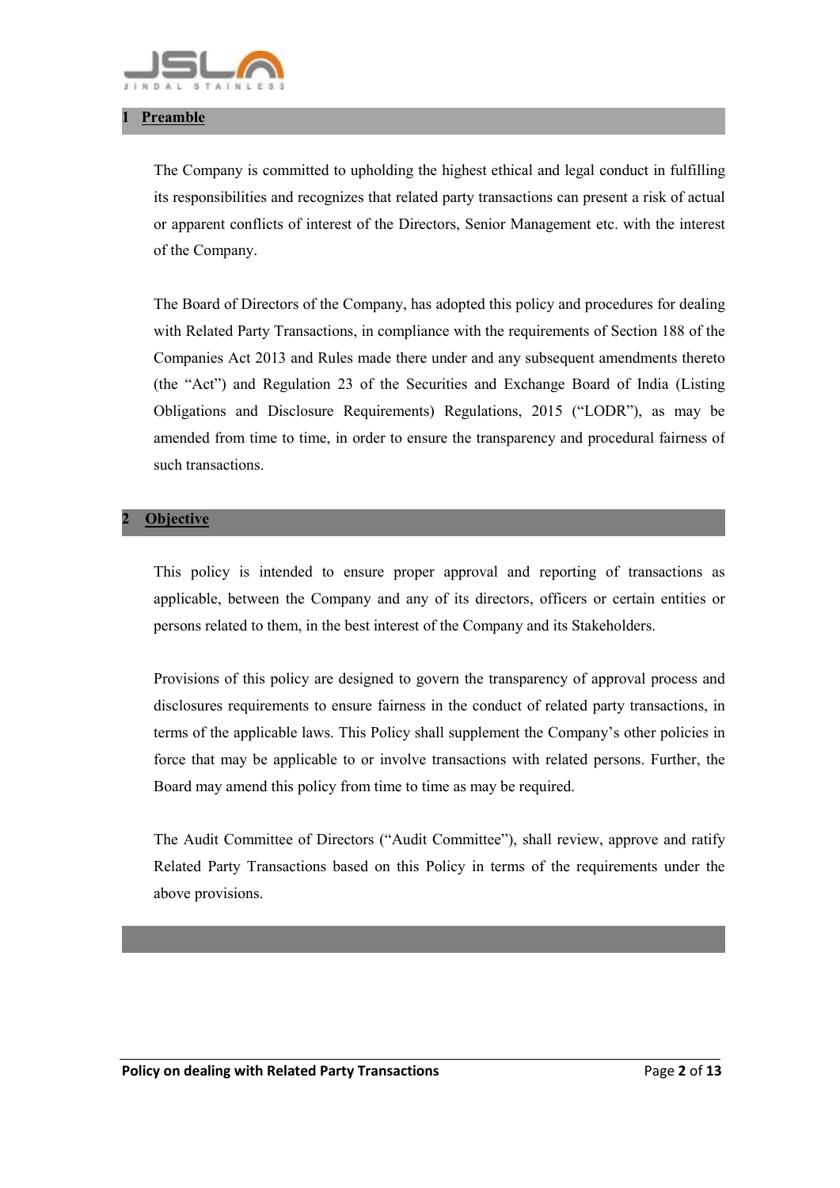## 1 Preamble

The Company is committed to upholding the highest ethical and legal conduct in fulfilling its responsibilities and recognizes that related party transactions can present a risk of actual or apparent conflicts of interest of the Directors, Senior Management etc. with the interest of the Company.

The Board of Directors of the Company, has adopted this policy and procedures for dealing with Related Party Transactions, in compliance with the requirements of Section 188 of the Companies Act 2013 and Rules made there under and any subsequent amendments thereto (the "Act") and Regulation 23 of the Securities and Exchange Board of India (Listing Obligations and Disclosure Requirements) Regulations, 2015 ("LODR"), as may be amended from time to time, in order to ensure the transparency and procedural fairness of such transactions.

## 2 Objective

This policy is intended to ensure proper approval and reporting of transactions as applicable, between the Company and any of its directors, officers or certain entities or persons related to them, in the best interest of the Company and its Stakeholders.

Provisions of this policy are designed to govern the transparency of approval process and disclosures requirements to ensure fairness in the conduct of related party transactions, in terms of the applicable laws. This Policy shall supplement the Company's other policies in force that may be applicable to or involve transactions with related persons. Further, the Board may amend this policy from time to time as may be required.

The Audit Committee of Directors ("Audit Committee"), shall review, approve and ratify Related Party Transactions based on this Policy in terms of the requirements under the above provisions.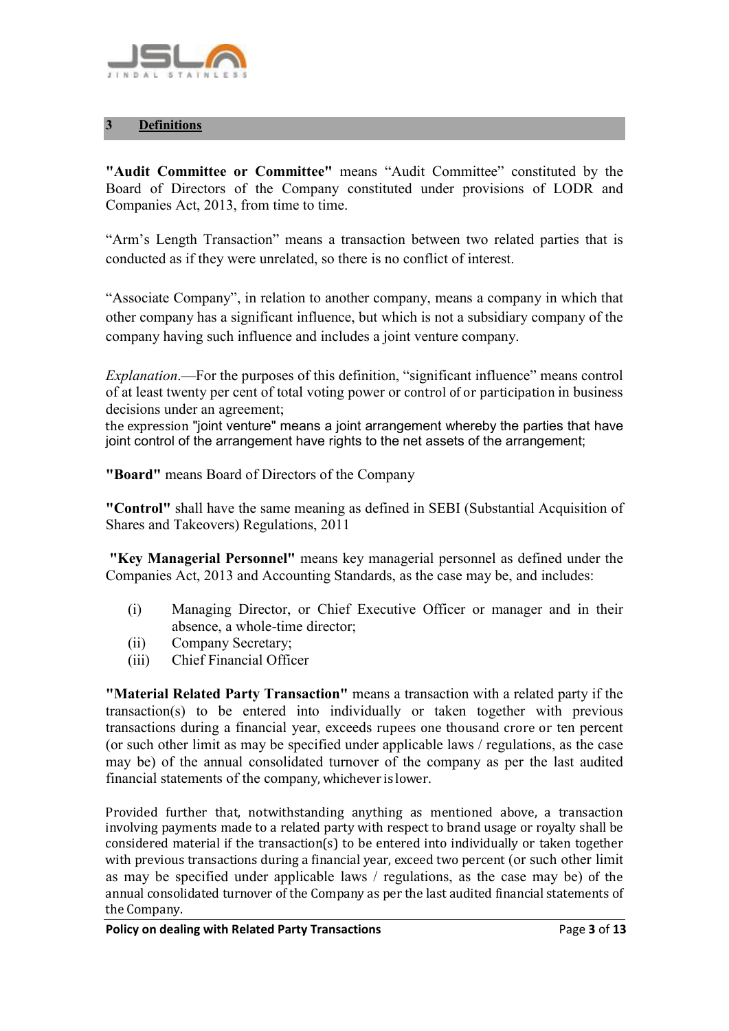## 3 Definitions

**"Audit Committee or Committee"** means "Audit Committee" constituted by the Board of Directors of the Company constituted under provisions of LODR and Companies Act, 2013, from time to time.

"Arm's Length Transaction" means a transaction between two related parties that is conducted as if they were unrelated, so there is no conflict of interest.

"Associate Company", in relation to another company, means a company in which that other company has a significant influence, but which is not a subsidiary company of the company having such influence and includes a joint venture company.

*Explanation*.—For the purposes of this definition, "significant influence" means control of at least twenty per cent of total voting power or control of or participation in business decisions under an agreement;
the expression "joint venture" means a joint arrangement whereby the parties that have joint control of the arrangement have rights to the net assets of the arrangement;

**"Board"** means Board of Directors of the Company

**"Control"** shall have the same meaning as defined in SEBI (Substantial Acquisition of Shares and Takeovers) Regulations, 2011

**"Key Managerial Personnel"** means key managerial personnel as defined under the Companies Act, 2013 and Accounting Standards, as the case may be, and includes:

(i) Managing Director, or Chief Executive Officer or manager and in their absence, a whole-time director;
(ii) Company Secretary;
(iii) Chief Financial Officer

**"Material Related Party Transaction"** means a transaction with a related party if the transaction(s) to be entered into individually or taken together with previous transactions during a financial year, exceeds rupees one thousand crore or ten percent (or such other limit as may be specified under applicable laws / regulations, as the case may be) of the annual consolidated turnover of the company as per the last audited financial statements of the company, whichever is lower.

Provided further that, notwithstanding anything as mentioned above, a transaction involving payments made to a related party with respect to brand usage or royalty shall be considered material if the transaction(s) to be entered into individually or taken together with previous transactions during a financial year, exceed two percent (or such other limit as may be specified under applicable laws / regulations, as the case may be) of the annual consolidated turnover of the Company as per the last audited financial statements of the Company.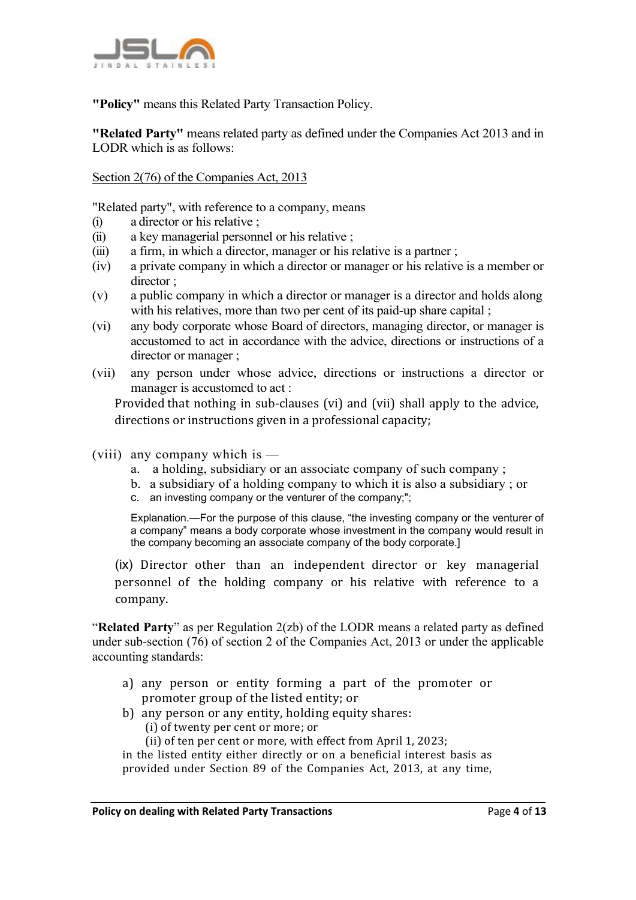**"Policy"** means this Related Party Transaction Policy.

**"Related Party"** means related party as defined under the Companies Act 2013 and in LODR which is as follows:

Section 2(76) of the Companies Act, 2013

"Related party", with reference to a company, means

(i) a director or his relative ;
(ii) a key managerial personnel or his relative ;
(iii) a firm, in which a director, manager or his relative is a partner ;
(iv) a private company in which a director or manager or his relative is a member or director ;
(v) a public company in which a director or manager is a director and holds along with his relatives, more than two per cent of its paid-up share capital ;
(vi) any body corporate whose Board of directors, managing director, or manager is accustomed to act in accordance with the advice, directions or instructions of a director or manager ;
(vii) any person under whose advice, directions or instructions a director or manager is accustomed to act :

Provided that nothing in sub-clauses (vi) and (vii) shall apply to the advice, directions or instructions given in a professional capacity;

(viii) any company which is —
   a. a holding, subsidiary or an associate company of such company ;
   b. a subsidiary of a holding company to which it is also a subsidiary ; or
   c. an investing company or the venturer of the company;";

   Explanation.—For the purpose of this clause, "the investing company or the venturer of a company" means a body corporate whose investment in the company would result in the company becoming an associate company of the body corporate.]

(ix) Director other than an independent director or key managerial personnel of the holding company or his relative with reference to a company.

"**Related Party**" as per Regulation 2(zb) of the LODR means a related party as defined under sub-section (76) of section 2 of the Companies Act, 2013 or under the applicable accounting standards:

a) any person or entity forming a part of the promoter or promoter group of the listed entity; or
b) any person or any entity, holding equity shares:
   (i) of twenty per cent or more; or
   (ii) of ten per cent or more, with effect from April 1, 2023;

in the listed entity either directly or on a beneficial interest basis as provided under Section 89 of the Companies Act, 2013, at any time,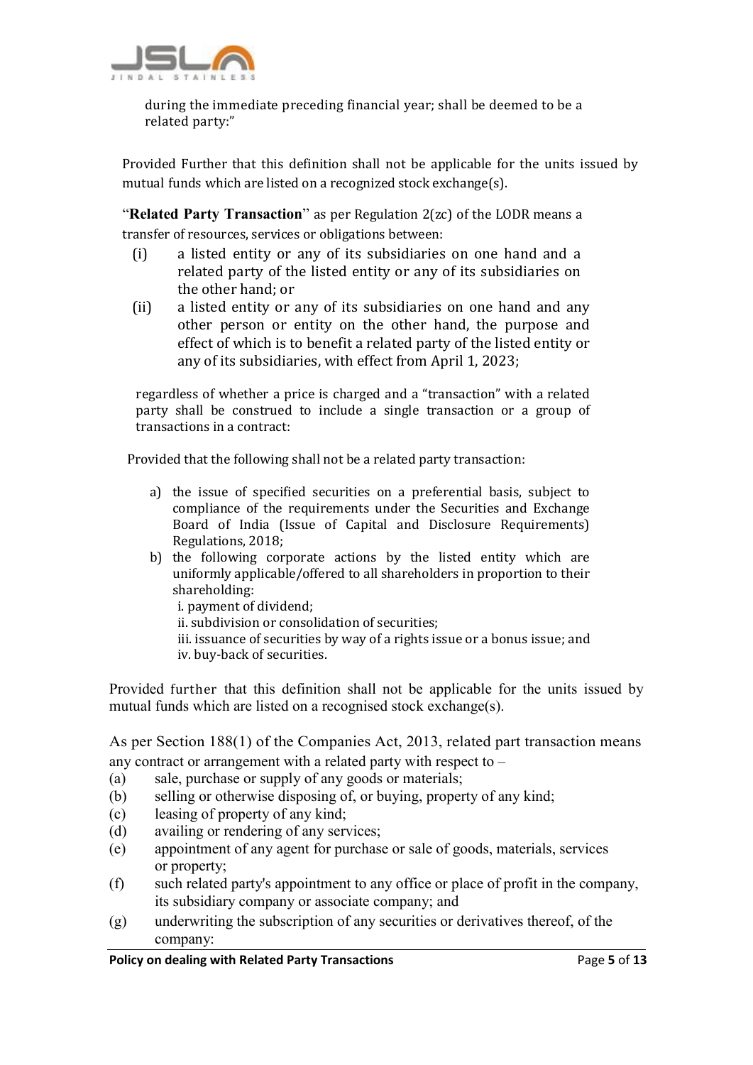during the immediate preceding financial year; shall be deemed to be a related party:"

Provided Further that this definition shall not be applicable for the units issued by mutual funds which are listed on a recognized stock exchange(s).

"**Related Party Transaction**" as per Regulation 2(zc) of the LODR means a transfer of resources, services or obligations between:

(i) a listed entity or any of its subsidiaries on one hand and a related party of the listed entity or any of its subsidiaries on the other hand; or

(ii) a listed entity or any of its subsidiaries on one hand and any other person or entity on the other hand, the purpose and effect of which is to benefit a related party of the listed entity or any of its subsidiaries, with effect from April 1, 2023;

regardless of whether a price is charged and a "transaction" with a related party shall be construed to include a single transaction or a group of transactions in a contract:

Provided that the following shall not be a related party transaction:

a) the issue of specified securities on a preferential basis, subject to compliance of the requirements under the Securities and Exchange Board of India (Issue of Capital and Disclosure Requirements) Regulations, 2018;
b) the following corporate actions by the listed entity which are uniformly applicable/offered to all shareholders in proportion to their shareholding:
   i. payment of dividend;
   ii. subdivision or consolidation of securities;
   iii. issuance of securities by way of a rights issue or a bonus issue; and
   iv. buy-back of securities.

Provided further that this definition shall not be applicable for the units issued by mutual funds which are listed on a recognised stock exchange(s).

As per Section 188(1) of the Companies Act, 2013, related part transaction means any contract or arrangement with a related party with respect to –

(a) sale, purchase or supply of any goods or materials;
(b) selling or otherwise disposing of, or buying, property of any kind;
(c) leasing of property of any kind;
(d) availing or rendering of any services;
(e) appointment of any agent for purchase or sale of goods, materials, services or property;
(f) such related party's appointment to any office or place of profit in the company, its subsidiary company or associate company; and
(g) underwriting the subscription of any securities or derivatives thereof, of the company: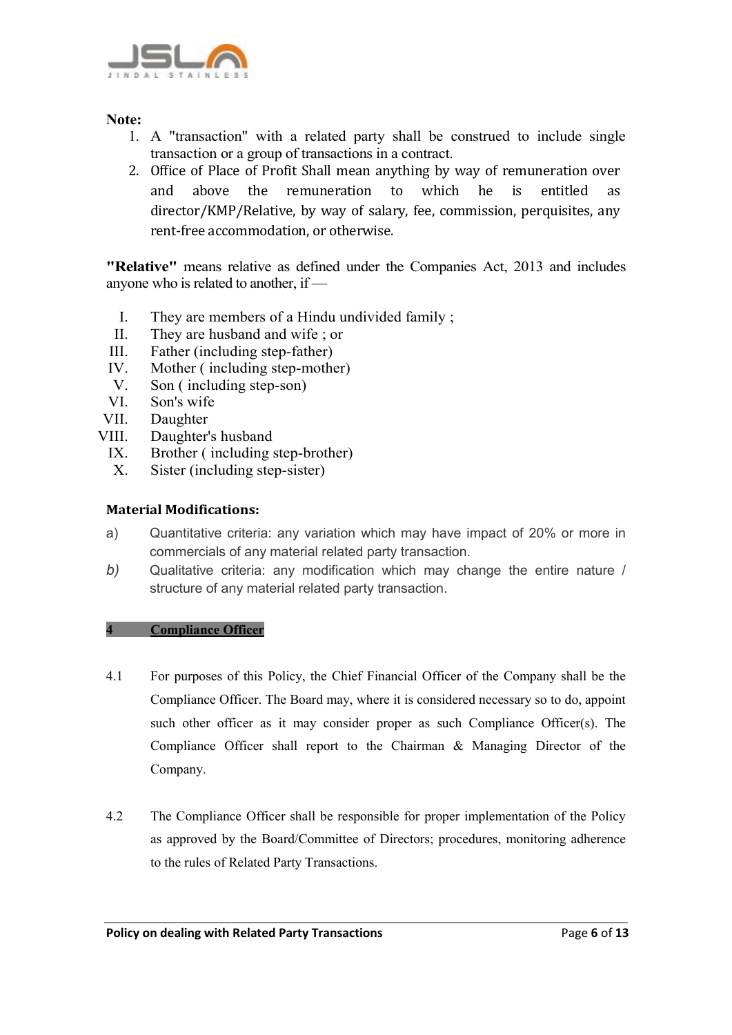**Note:**

1. A "transaction" with a related party shall be construed to include single transaction or a group of transactions in a contract.
2. Office of Place of Profit Shall mean anything by way of remuneration over and above the remuneration to which he is entitled as director/KMP/Relative, by way of salary, fee, commission, perquisites, any rent-free accommodation, or otherwise.

**"Relative"** means relative as defined under the Companies Act, 2013 and includes anyone who is related to another, if —

I. They are members of a Hindu undivided family ;
II. They are husband and wife ; or
III. Father (including step-father)
IV. Mother ( including step-mother)
V. Son ( including step-son)
VI. Son's wife
VII. Daughter
VIII. Daughter's husband
IX. Brother ( including step-brother)
X. Sister (including step-sister)

**Material Modifications:**

a) Quantitative criteria: any variation which may have impact of 20% or more in commercials of any material related party transaction.

*b)* Qualitative criteria: any modification which may change the entire nature / structure of any material related party transaction.

## 4 Compliance Officer

4.1 For purposes of this Policy, the Chief Financial Officer of the Company shall be the Compliance Officer. The Board may, where it is considered necessary so to do, appoint such other officer as it may consider proper as such Compliance Officer(s). The Compliance Officer shall report to the Chairman & Managing Director of the Company.

4.2 The Compliance Officer shall be responsible for proper implementation of the Policy as approved by the Board/Committee of Directors; procedures, monitoring adherence to the rules of Related Party Transactions.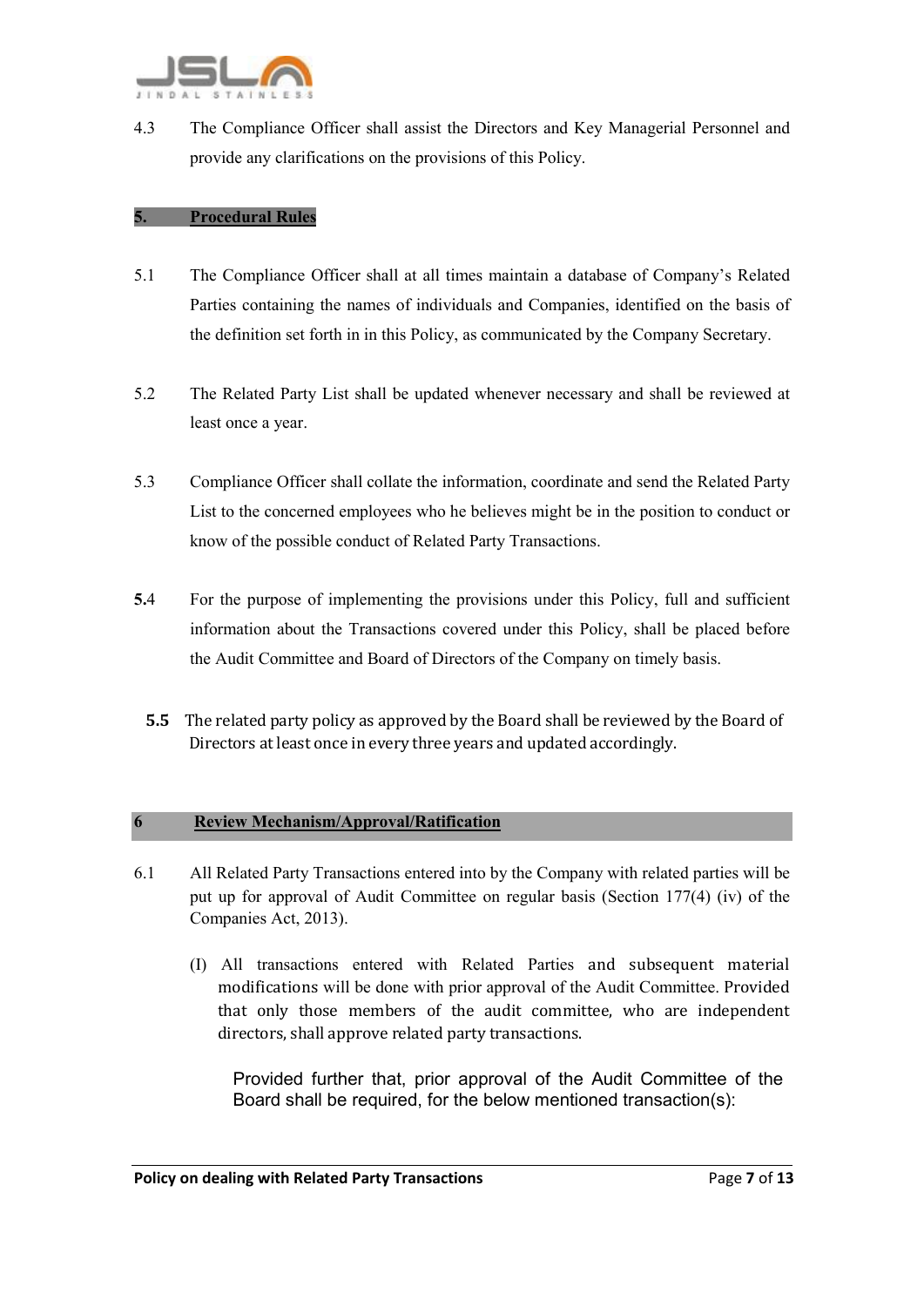4.3 The Compliance Officer shall assist the Directors and Key Managerial Personnel and provide any clarifications on the provisions of this Policy.

## 5. Procedural Rules

5.1 The Compliance Officer shall at all times maintain a database of Company's Related Parties containing the names of individuals and Companies, identified on the basis of the definition set forth in in this Policy, as communicated by the Company Secretary.

5.2 The Related Party List shall be updated whenever necessary and shall be reviewed at least once a year.

5.3 Compliance Officer shall collate the information, coordinate and send the Related Party List to the concerned employees who he believes might be in the position to conduct or know of the possible conduct of Related Party Transactions.

**5.**4 For the purpose of implementing the provisions under this Policy, full and sufficient information about the Transactions covered under this Policy, shall be placed before the Audit Committee and Board of Directors of the Company on timely basis.

**5.5** The related party policy as approved by the Board shall be reviewed by the Board of Directors at least once in every three years and updated accordingly.

## 6 Review Mechanism/Approval/Ratification

6.1 All Related Party Transactions entered into by the Company with related parties will be put up for approval of Audit Committee on regular basis (Section 177(4) (iv) of the Companies Act, 2013).

(I) All transactions entered with Related Parties and subsequent material modifications will be done with prior approval of the Audit Committee. Provided that only those members of the audit committee, who are independent directors, shall approve related party transactions.

Provided further that, prior approval of the Audit Committee of the Board shall be required, for the below mentioned transaction(s):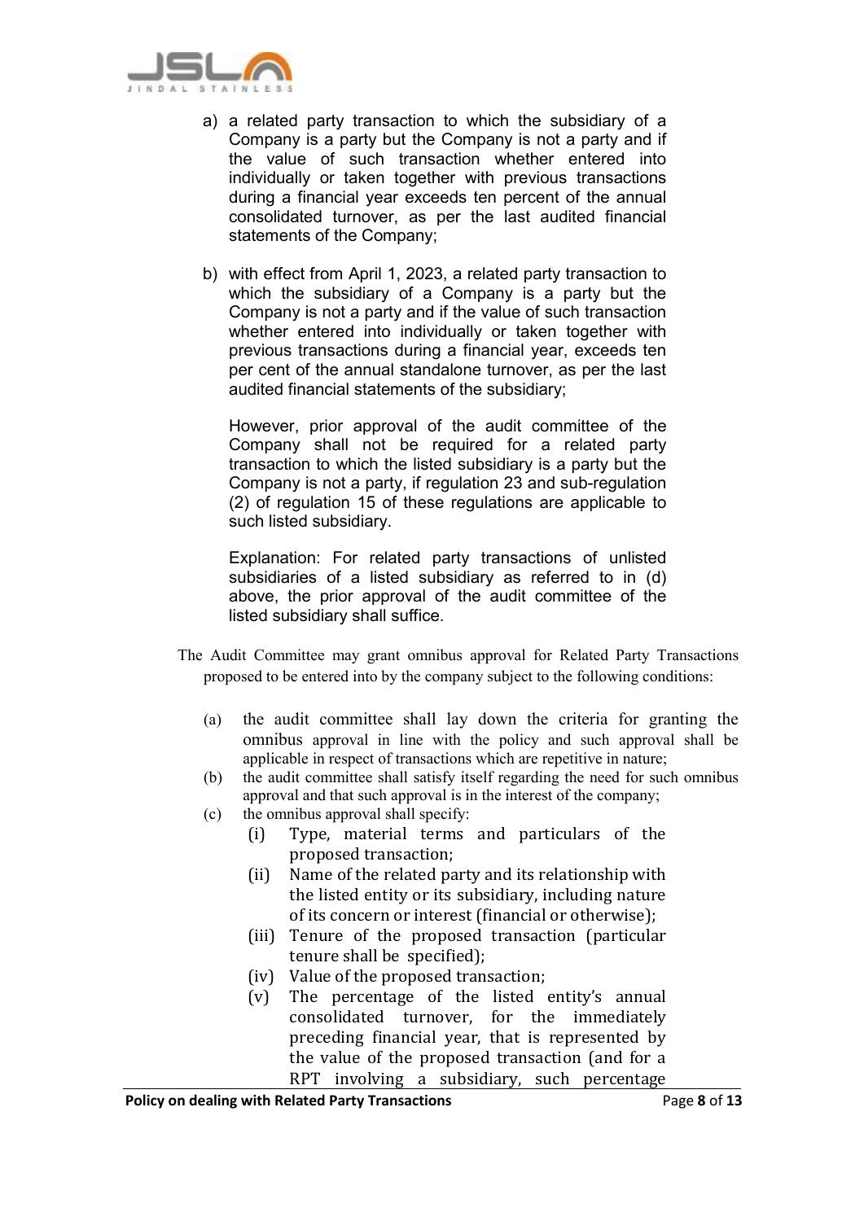a) a related party transaction to which the subsidiary of a Company is a party but the Company is not a party and if the value of such transaction whether entered into individually or taken together with previous transactions during a financial year exceeds ten percent of the annual consolidated turnover, as per the last audited financial statements of the Company;

b) with effect from April 1, 2023, a related party transaction to which the subsidiary of a Company is a party but the Company is not a party and if the value of such transaction whether entered into individually or taken together with previous transactions during a financial year, exceeds ten per cent of the annual standalone turnover, as per the last audited financial statements of the subsidiary;

However, prior approval of the audit committee of the Company shall not be required for a related party transaction to which the listed subsidiary is a party but the Company is not a party, if regulation 23 and sub-regulation (2) of regulation 15 of these regulations are applicable to such listed subsidiary.

Explanation: For related party transactions of unlisted subsidiaries of a listed subsidiary as referred to in (d) above, the prior approval of the audit committee of the listed subsidiary shall suffice.

The Audit Committee may grant omnibus approval for Related Party Transactions proposed to be entered into by the company subject to the following conditions:

(a) the audit committee shall lay down the criteria for granting the omnibus approval in line with the policy and such approval shall be applicable in respect of transactions which are repetitive in nature;

(b) the audit committee shall satisfy itself regarding the need for such omnibus approval and that such approval is in the interest of the company;

(c) the omnibus approval shall specify:

  (i) Type, material terms and particulars of the proposed transaction;

  (ii) Name of the related party and its relationship with the listed entity or its subsidiary, including nature of its concern or interest (financial or otherwise);

  (iii) Tenure of the proposed transaction (particular tenure shall be specified);

  (iv) Value of the proposed transaction;

  (v) The percentage of the listed entity's annual consolidated turnover, for the immediately preceding financial year, that is represented by the value of the proposed transaction (and for a RPT involving a subsidiary, such percentage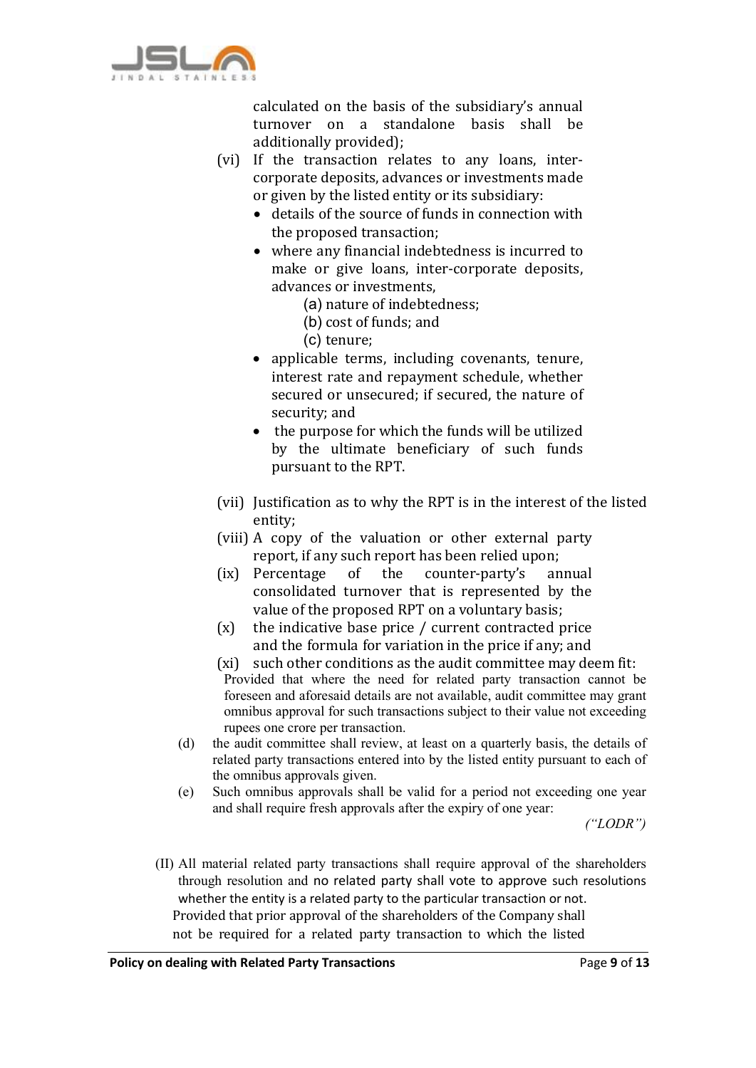calculated on the basis of the subsidiary's annual turnover on a standalone basis shall be additionally provided);

(vi) If the transaction relates to any loans, inter-corporate deposits, advances or investments made or given by the listed entity or its subsidiary:
- details of the source of funds in connection with the proposed transaction;
- where any financial indebtedness is incurred to make or give loans, inter-corporate deposits, advances or investments,
  - (a) nature of indebtedness;
  - (b) cost of funds; and
  - (c) tenure;
- applicable terms, including covenants, tenure, interest rate and repayment schedule, whether secured or unsecured; if secured, the nature of security; and
- the purpose for which the funds will be utilized by the ultimate beneficiary of such funds pursuant to the RPT.

(vii) Justification as to why the RPT is in the interest of the listed entity;

(viii) A copy of the valuation or other external party report, if any such report has been relied upon;

(ix) Percentage of the counter-party's annual consolidated turnover that is represented by the value of the proposed RPT on a voluntary basis;

(x) the indicative base price / current contracted price and the formula for variation in the price if any; and

(xi) such other conditions as the audit committee may deem fit:

Provided that where the need for related party transaction cannot be foreseen and aforesaid details are not available, audit committee may grant omnibus approval for such transactions subject to their value not exceeding rupees one crore per transaction.

(d) the audit committee shall review, at least on a quarterly basis, the details of related party transactions entered into by the listed entity pursuant to each of the omnibus approvals given.

(e) Such omnibus approvals shall be valid for a period not exceeding one year and shall require fresh approvals after the expiry of one year:

*("LODR")*

(II) All material related party transactions shall require approval of the shareholders through resolution and no related party shall vote to approve such resolutions whether the entity is a related party to the particular transaction or not.

Provided that prior approval of the shareholders of the Company shall not be required for a related party transaction to which the listed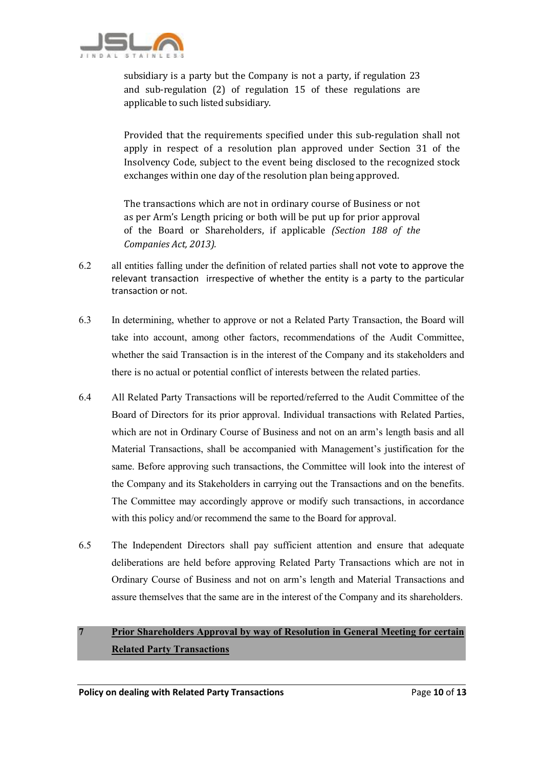subsidiary is a party but the Company is not a party, if regulation 23 and sub-regulation (2) of regulation 15 of these regulations are applicable to such listed subsidiary.

Provided that the requirements specified under this sub-regulation shall not apply in respect of a resolution plan approved under Section 31 of the Insolvency Code, subject to the event being disclosed to the recognized stock exchanges within one day of the resolution plan being approved.

The transactions which are not in ordinary course of Business or not as per Arm's Length pricing or both will be put up for prior approval of the Board or Shareholders, if applicable *(Section 188 of the Companies Act, 2013).*

6.2 all entities falling under the definition of related parties shall not vote to approve the relevant transaction irrespective of whether the entity is a party to the particular transaction or not.

6.3 In determining, whether to approve or not a Related Party Transaction, the Board will take into account, among other factors, recommendations of the Audit Committee, whether the said Transaction is in the interest of the Company and its stakeholders and there is no actual or potential conflict of interests between the related parties.

6.4 All Related Party Transactions will be reported/referred to the Audit Committee of the Board of Directors for its prior approval. Individual transactions with Related Parties, which are not in Ordinary Course of Business and not on an arm's length basis and all Material Transactions, shall be accompanied with Management's justification for the same. Before approving such transactions, the Committee will look into the interest of the Company and its Stakeholders in carrying out the Transactions and on the benefits. The Committee may accordingly approve or modify such transactions, in accordance with this policy and/or recommend the same to the Board for approval.

6.5 The Independent Directors shall pay sufficient attention and ensure that adequate deliberations are held before approving Related Party Transactions which are not in Ordinary Course of Business and not on arm's length and Material Transactions and assure themselves that the same are in the interest of the Company and its shareholders.

## 7 Prior Shareholders Approval by way of Resolution in General Meeting for certain Related Party Transactions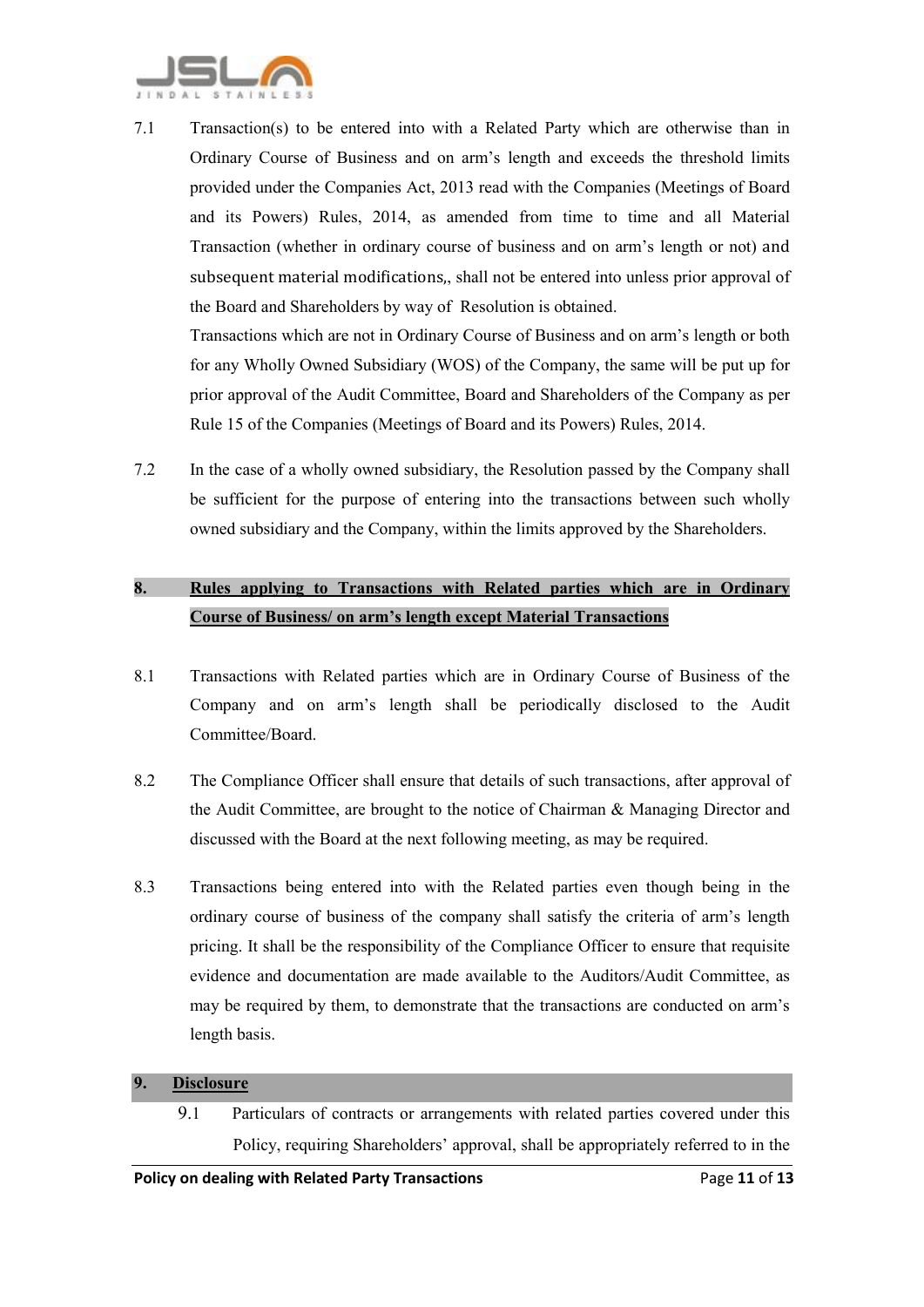7.1 Transaction(s) to be entered into with a Related Party which are otherwise than in Ordinary Course of Business and on arm's length and exceeds the threshold limits provided under the Companies Act, 2013 read with the Companies (Meetings of Board and its Powers) Rules, 2014, as amended from time to time and all Material Transaction (whether in ordinary course of business and on arm's length or not) and subsequent material modifications,, shall not be entered into unless prior approval of the Board and Shareholders by way of Resolution is obtained.

Transactions which are not in Ordinary Course of Business and on arm's length or both for any Wholly Owned Subsidiary (WOS) of the Company, the same will be put up for prior approval of the Audit Committee, Board and Shareholders of the Company as per Rule 15 of the Companies (Meetings of Board and its Powers) Rules, 2014.

7.2 In the case of a wholly owned subsidiary, the Resolution passed by the Company shall be sufficient for the purpose of entering into the transactions between such wholly owned subsidiary and the Company, within the limits approved by the Shareholders.

## 8. Rules applying to Transactions with Related parties which are in Ordinary Course of Business/ on arm's length except Material Transactions

8.1 Transactions with Related parties which are in Ordinary Course of Business of the Company and on arm's length shall be periodically disclosed to the Audit Committee/Board.

8.2 The Compliance Officer shall ensure that details of such transactions, after approval of the Audit Committee, are brought to the notice of Chairman & Managing Director and discussed with the Board at the next following meeting, as may be required.

8.3 Transactions being entered into with the Related parties even though being in the ordinary course of business of the company shall satisfy the criteria of arm's length pricing. It shall be the responsibility of the Compliance Officer to ensure that requisite evidence and documentation are made available to the Auditors/Audit Committee, as may be required by them, to demonstrate that the transactions are conducted on arm's length basis.

## 9. Disclosure

9.1 Particulars of contracts or arrangements with related parties covered under this Policy, requiring Shareholders' approval, shall be appropriately referred to in the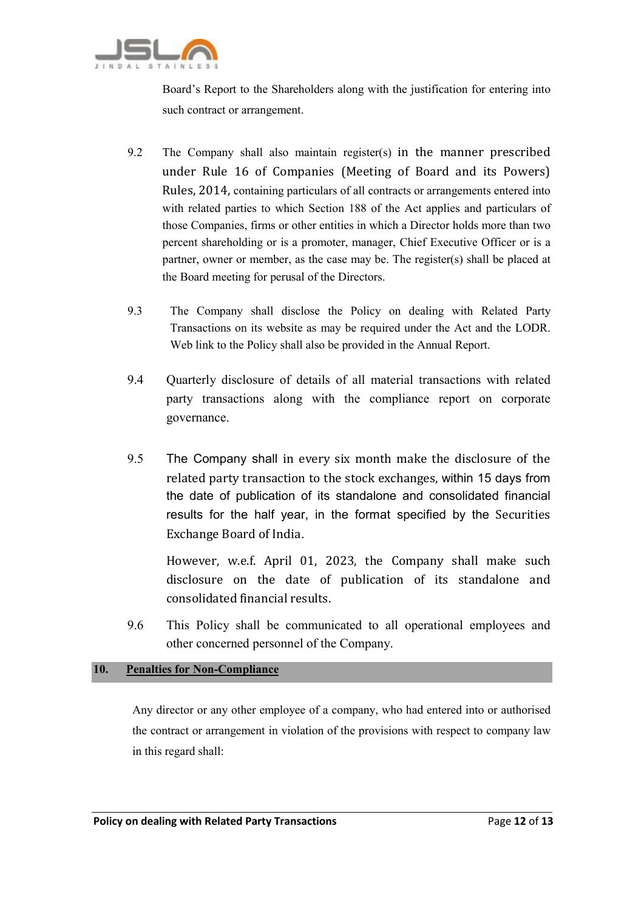Board's Report to the Shareholders along with the justification for entering into such contract or arrangement.

9.2 The Company shall also maintain register(s) in the manner prescribed under Rule 16 of Companies (Meeting of Board and its Powers) Rules, 2014, containing particulars of all contracts or arrangements entered into with related parties to which Section 188 of the Act applies and particulars of those Companies, firms or other entities in which a Director holds more than two percent shareholding or is a promoter, manager, Chief Executive Officer or is a partner, owner or member, as the case may be. The register(s) shall be placed at the Board meeting for perusal of the Directors.

9.3 The Company shall disclose the Policy on dealing with Related Party Transactions on its website as may be required under the Act and the LODR. Web link to the Policy shall also be provided in the Annual Report.

9.4 Quarterly disclosure of details of all material transactions with related party transactions along with the compliance report on corporate governance.

9.5 The Company shall in every six month make the disclosure of the related party transaction to the stock exchanges, within 15 days from the date of publication of its standalone and consolidated financial results for the half year, in the format specified by the Securities Exchange Board of India.

However, w.e.f. April 01, 2023, the Company shall make such disclosure on the date of publication of its standalone and consolidated financial results.

9.6 This Policy shall be communicated to all operational employees and other concerned personnel of the Company.

## 10. Penalties for Non-Compliance

Any director or any other employee of a company, who had entered into or authorised the contract or arrangement in violation of the provisions with respect to company law in this regard shall: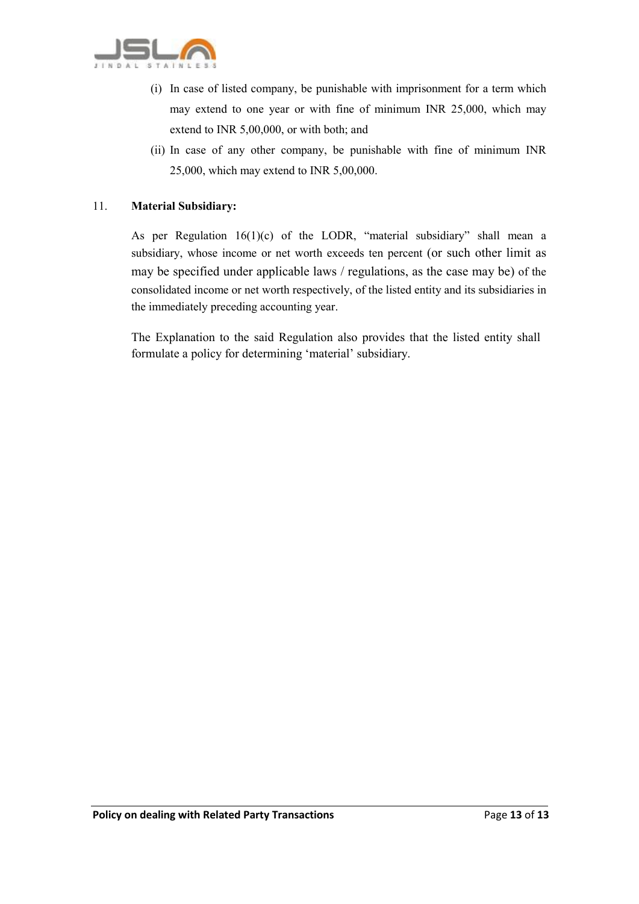(i) In case of listed company, be punishable with imprisonment for a term which may extend to one year or with fine of minimum INR 25,000, which may extend to INR 5,00,000, or with both; and

(ii) In case of any other company, be punishable with fine of minimum INR 25,000, which may extend to INR 5,00,000.

11. **Material Subsidiary:**

As per Regulation 16(1)(c) of the LODR, "material subsidiary" shall mean a subsidiary, whose income or net worth exceeds ten percent (or such other limit as may be specified under applicable laws / regulations, as the case may be) of the consolidated income or net worth respectively, of the listed entity and its subsidiaries in the immediately preceding accounting year.

The Explanation to the said Regulation also provides that the listed entity shall formulate a policy for determining 'material' subsidiary.